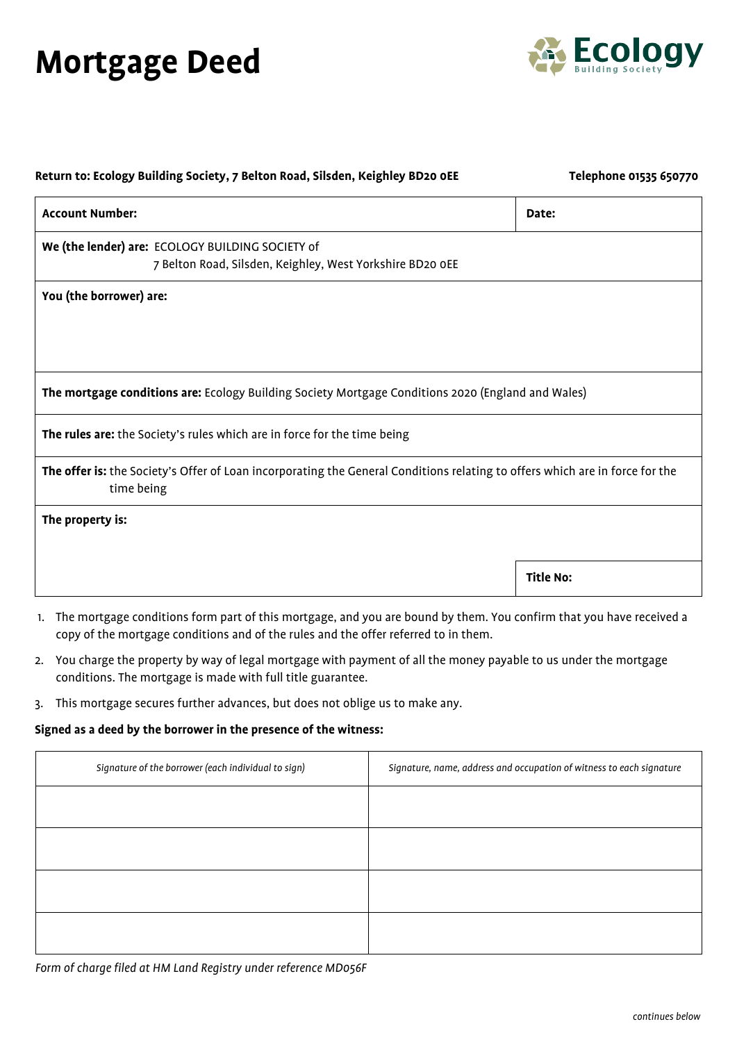# Mortgage Deed

Ecology Building Society

**Return to: Ecology Building Society, 7 Belton Road, Silsden, Keighley BD20 0EE** **Telephone 01535 650770**

| **Account Number:** | **Date:** |
|---|---|
| **We (the lender) are:** ECOLOGY BUILDING SOCIETY of 7 Belton Road, Silsden, Keighley, West Yorkshire BD20 0EE | |
| **You (the borrower) are:** | |
| **The mortgage conditions are:** Ecology Building Society Mortgage Conditions 2020 (England and Wales) | |
| **The rules are:** the Society's rules which are in force for the time being | |
| **The offer is:** the Society's Offer of Loan incorporating the General Conditions relating to offers which are in force for the time being | |
| **The property is:** | **Title No:** |

1. The mortgage conditions form part of this mortgage, and you are bound by them. You confirm that you have received a copy of the mortgage conditions and of the rules and the offer referred to in them.
2. You charge the property by way of legal mortgage with payment of all the money payable to us under the mortgage conditions. The mortgage is made with full title guarantee.
3. This mortgage secures further advances, but does not oblige us to make any.

**Signed as a deed by the borrower in the presence of the witness:**

| *Signature of the borrower (each individual to sign)* | *Signature, name, address and occupation of witness to each signature* |
|---|---|
| | |
| | |
| | |
| | |

*Form of charge filed at HM Land Registry under reference MD056F*

*continues below*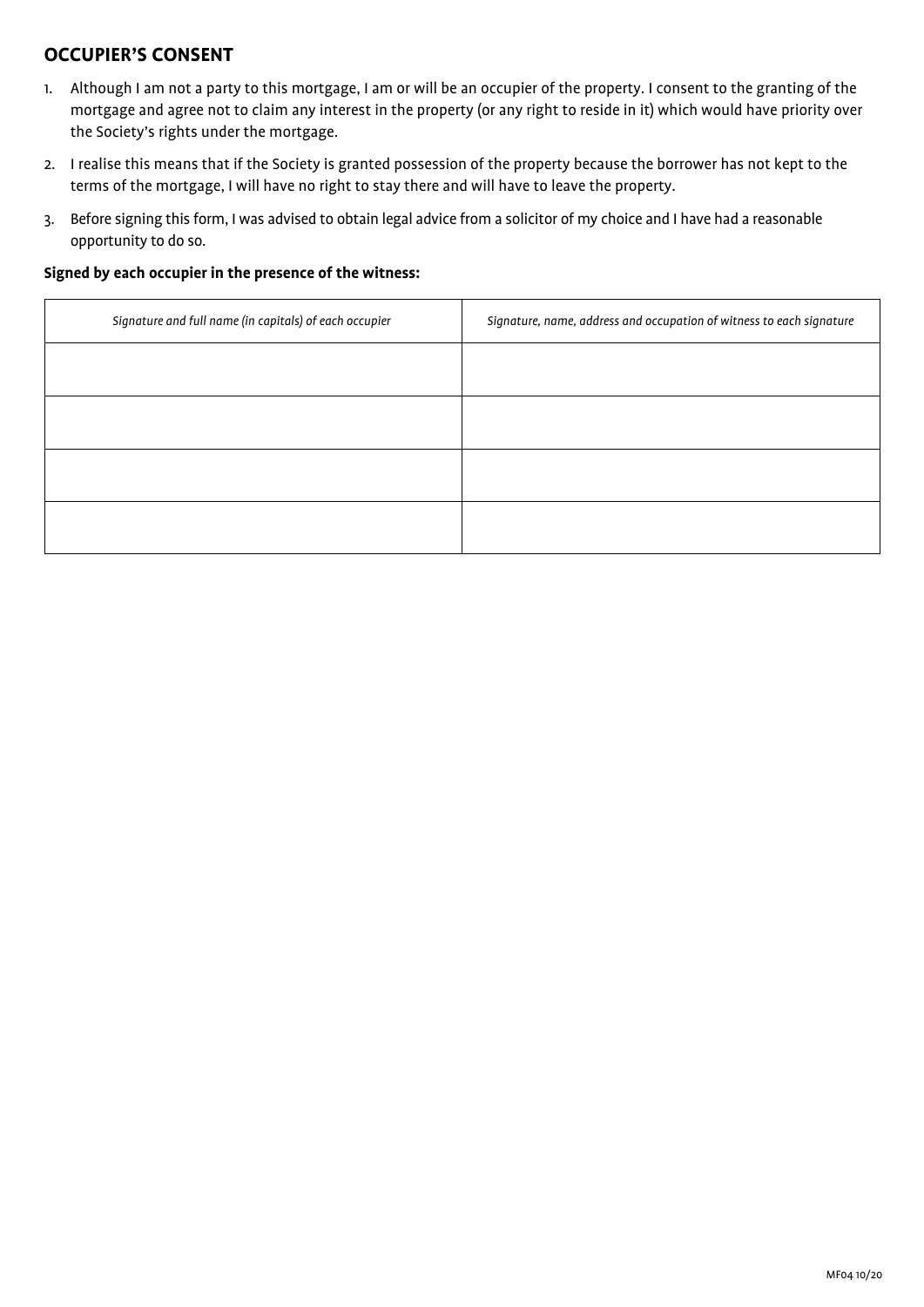## OCCUPIER'S CONSENT

1. Although I am not a party to this mortgage, I am or will be an occupier of the property. I consent to the granting of the mortgage and agree not to claim any interest in the property (or any right to reside in it) which would have priority over the Society's rights under the mortgage.
2. I realise this means that if the Society is granted possession of the property because the borrower has not kept to the terms of the mortgage, I will have no right to stay there and will have to leave the property.
3. Before signing this form, I was advised to obtain legal advice from a solicitor of my choice and I have had a reasonable opportunity to do so.

**Signed by each occupier in the presence of the witness:**

| *Signature and full name (in capitals) of each occupier* | *Signature, name, address and occupation of witness to each signature* |
| --- | --- |
| | |
| | |
| | |
| | |

MF04 10/20